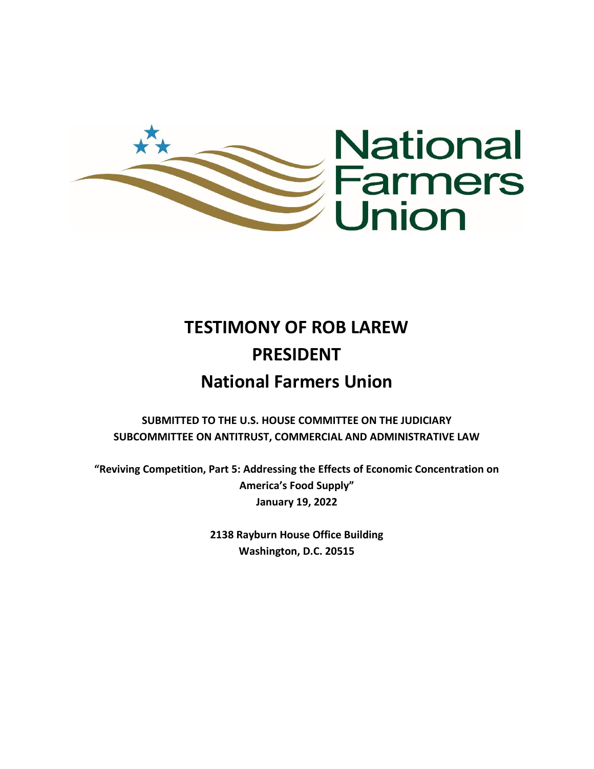National Farmers Union

# TESTIMONY OF ROB LAREW
# PRESIDENT
# National Farmers Union

**SUBMITTED TO THE U.S. HOUSE COMMITTEE ON THE JUDICIARY**
**SUBCOMMITTEE ON ANTITRUST, COMMERCIAL AND ADMINISTRATIVE LAW**

**"Reviving Competition, Part 5: Addressing the Effects of Economic Concentration on America's Food Supply"**
**January 19, 2022**

**2138 Rayburn House Office Building**
**Washington, D.C. 20515**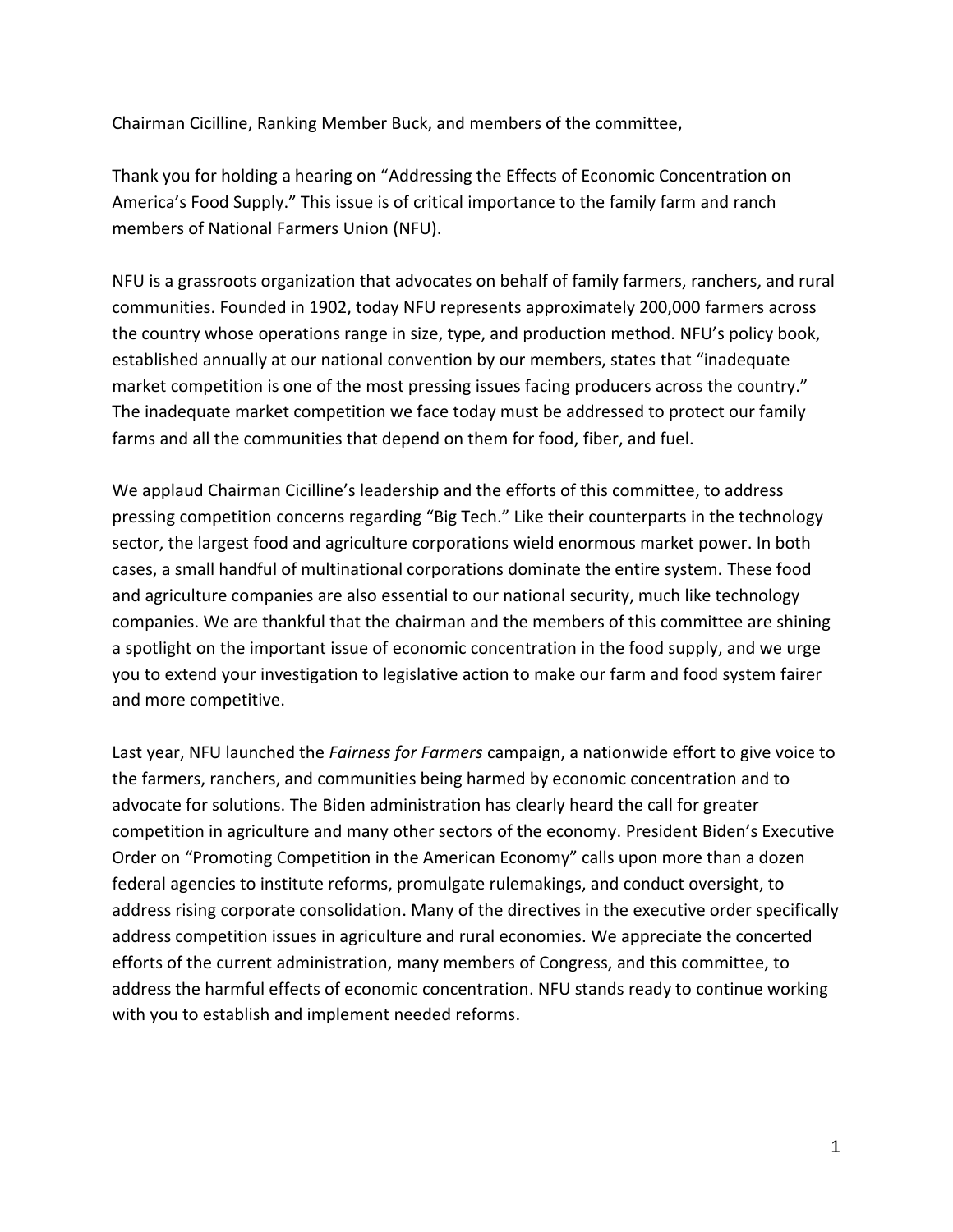Chairman Cicilline, Ranking Member Buck, and members of the committee,

Thank you for holding a hearing on "Addressing the Effects of Economic Concentration on America's Food Supply." This issue is of critical importance to the family farm and ranch members of National Farmers Union (NFU).

NFU is a grassroots organization that advocates on behalf of family farmers, ranchers, and rural communities. Founded in 1902, today NFU represents approximately 200,000 farmers across the country whose operations range in size, type, and production method. NFU's policy book, established annually at our national convention by our members, states that "inadequate market competition is one of the most pressing issues facing producers across the country." The inadequate market competition we face today must be addressed to protect our family farms and all the communities that depend on them for food, fiber, and fuel.

We applaud Chairman Cicilline's leadership and the efforts of this committee, to address pressing competition concerns regarding "Big Tech." Like their counterparts in the technology sector, the largest food and agriculture corporations wield enormous market power. In both cases, a small handful of multinational corporations dominate the entire system. These food and agriculture companies are also essential to our national security, much like technology companies. We are thankful that the chairman and the members of this committee are shining a spotlight on the important issue of economic concentration in the food supply, and we urge you to extend your investigation to legislative action to make our farm and food system fairer and more competitive.

Last year, NFU launched the *Fairness for Farmers* campaign, a nationwide effort to give voice to the farmers, ranchers, and communities being harmed by economic concentration and to advocate for solutions. The Biden administration has clearly heard the call for greater competition in agriculture and many other sectors of the economy. President Biden's Executive Order on "Promoting Competition in the American Economy" calls upon more than a dozen federal agencies to institute reforms, promulgate rulemakings, and conduct oversight, to address rising corporate consolidation. Many of the directives in the executive order specifically address competition issues in agriculture and rural economies. We appreciate the concerted efforts of the current administration, many members of Congress, and this committee, to address the harmful effects of economic concentration. NFU stands ready to continue working with you to establish and implement needed reforms.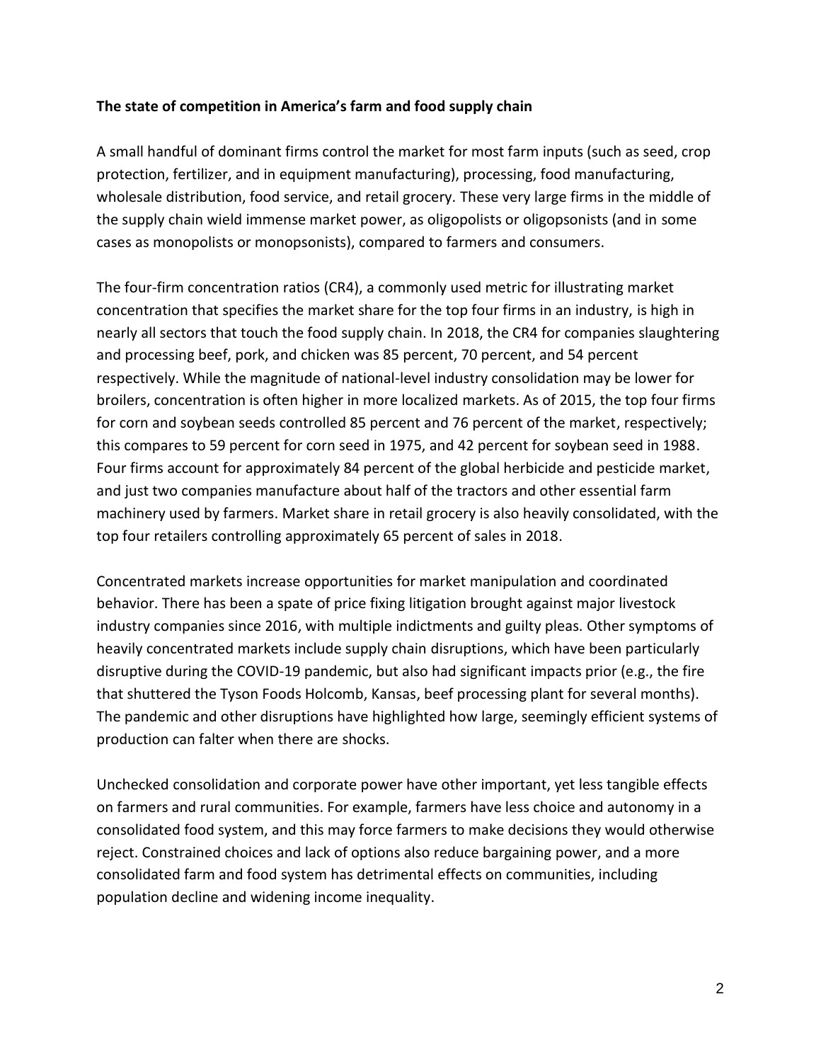**The state of competition in America's farm and food supply chain**

A small handful of dominant firms control the market for most farm inputs (such as seed, crop protection, fertilizer, and in equipment manufacturing), processing, food manufacturing, wholesale distribution, food service, and retail grocery. These very large firms in the middle of the supply chain wield immense market power, as oligopolists or oligopsonists (and in some cases as monopolists or monopsonists), compared to farmers and consumers.

The four-firm concentration ratios (CR4), a commonly used metric for illustrating market concentration that specifies the market share for the top four firms in an industry, is high in nearly all sectors that touch the food supply chain. In 2018, the CR4 for companies slaughtering and processing beef, pork, and chicken was 85 percent, 70 percent, and 54 percent respectively. While the magnitude of national-level industry consolidation may be lower for broilers, concentration is often higher in more localized markets. As of 2015, the top four firms for corn and soybean seeds controlled 85 percent and 76 percent of the market, respectively; this compares to 59 percent for corn seed in 1975, and 42 percent for soybean seed in 1988. Four firms account for approximately 84 percent of the global herbicide and pesticide market, and just two companies manufacture about half of the tractors and other essential farm machinery used by farmers. Market share in retail grocery is also heavily consolidated, with the top four retailers controlling approximately 65 percent of sales in 2018.

Concentrated markets increase opportunities for market manipulation and coordinated behavior. There has been a spate of price fixing litigation brought against major livestock industry companies since 2016, with multiple indictments and guilty pleas. Other symptoms of heavily concentrated markets include supply chain disruptions, which have been particularly disruptive during the COVID-19 pandemic, but also had significant impacts prior (e.g., the fire that shuttered the Tyson Foods Holcomb, Kansas, beef processing plant for several months). The pandemic and other disruptions have highlighted how large, seemingly efficient systems of production can falter when there are shocks.

Unchecked consolidation and corporate power have other important, yet less tangible effects on farmers and rural communities. For example, farmers have less choice and autonomy in a consolidated food system, and this may force farmers to make decisions they would otherwise reject. Constrained choices and lack of options also reduce bargaining power, and a more consolidated farm and food system has detrimental effects on communities, including population decline and widening income inequality.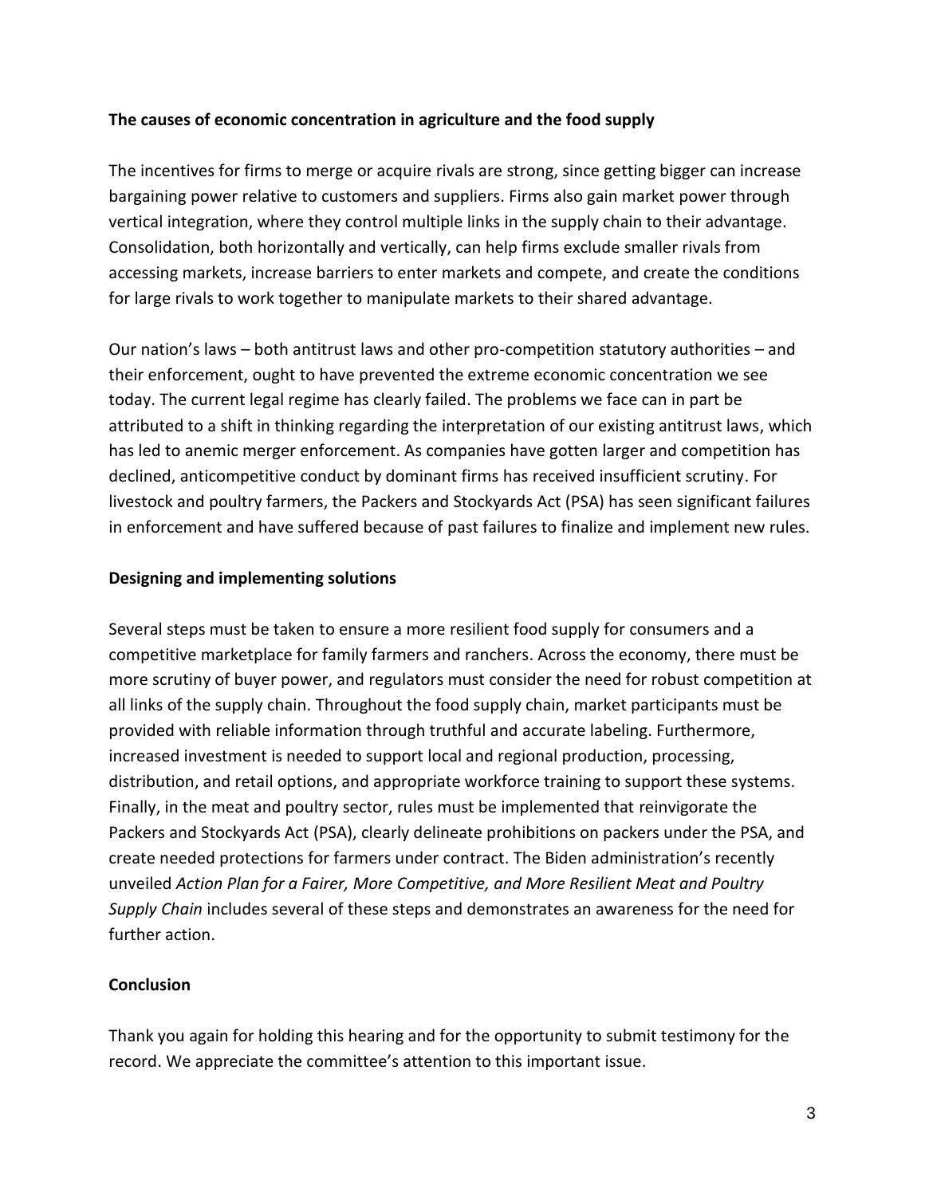**The causes of economic concentration in agriculture and the food supply**

The incentives for firms to merge or acquire rivals are strong, since getting bigger can increase bargaining power relative to customers and suppliers. Firms also gain market power through vertical integration, where they control multiple links in the supply chain to their advantage. Consolidation, both horizontally and vertically, can help firms exclude smaller rivals from accessing markets, increase barriers to enter markets and compete, and create the conditions for large rivals to work together to manipulate markets to their shared advantage.

Our nation's laws – both antitrust laws and other pro-competition statutory authorities – and their enforcement, ought to have prevented the extreme economic concentration we see today. The current legal regime has clearly failed. The problems we face can in part be attributed to a shift in thinking regarding the interpretation of our existing antitrust laws, which has led to anemic merger enforcement. As companies have gotten larger and competition has declined, anticompetitive conduct by dominant firms has received insufficient scrutiny. For livestock and poultry farmers, the Packers and Stockyards Act (PSA) has seen significant failures in enforcement and have suffered because of past failures to finalize and implement new rules.

**Designing and implementing solutions**

Several steps must be taken to ensure a more resilient food supply for consumers and a competitive marketplace for family farmers and ranchers. Across the economy, there must be more scrutiny of buyer power, and regulators must consider the need for robust competition at all links of the supply chain. Throughout the food supply chain, market participants must be provided with reliable information through truthful and accurate labeling. Furthermore, increased investment is needed to support local and regional production, processing, distribution, and retail options, and appropriate workforce training to support these systems. Finally, in the meat and poultry sector, rules must be implemented that reinvigorate the Packers and Stockyards Act (PSA), clearly delineate prohibitions on packers under the PSA, and create needed protections for farmers under contract. The Biden administration's recently unveiled *Action Plan for a Fairer, More Competitive, and More Resilient Meat and Poultry Supply Chain* includes several of these steps and demonstrates an awareness for the need for further action.

**Conclusion**

Thank you again for holding this hearing and for the opportunity to submit testimony for the record. We appreciate the committee's attention to this important issue.